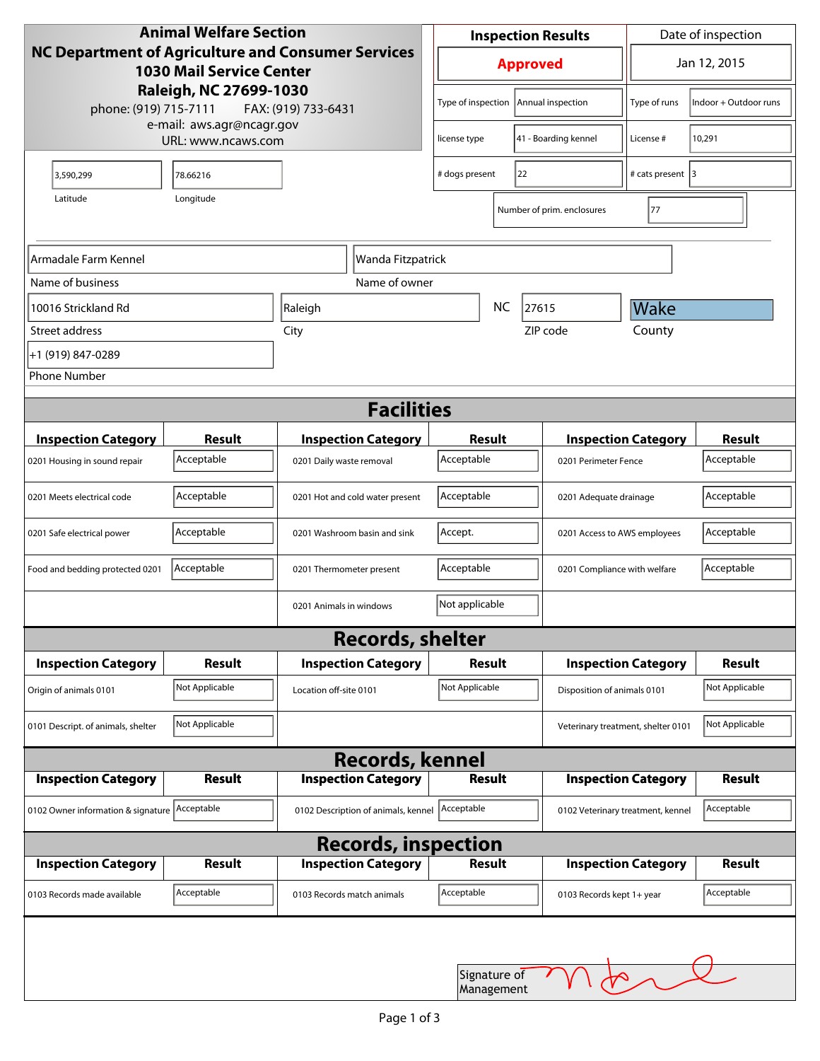**Animal Welfare Section**
**NC Department of Agriculture and Consumer Services**
**1030 Mail Service Center**
**Raleigh, NC 27699-1030**
phone: (919) 715-7111 FAX: (919) 733-6431
e-mail: aws.agr@ncagr.gov
URL: www.ncaws.com

| Inspection Results | Date of inspection |
|---|---|
| **Approved** | Jan 12, 2015 |

| | | | |
|---|---|---|---|
| Type of inspection | Annual inspection | Type of runs | Indoor + Outdoor runs |
| license type | 41 - Boarding kennel | License # | 10,291 |
| # dogs present | 22 | # cats present | 3 |
| Number of prim. enclosures | 77 | | |

| Latitude | Longitude |
|---|---|
| 3,590,299 | 78.66216 |

| | |
|---|---|
| Name of business | Armadale Farm Kennel |
| Name of owner | Wanda Fitzpatrick |
| Street address | 10016 Strickland Rd |
| City | Raleigh |
| State | NC |
| ZIP code | 27615 |
| County | Wake |
| Phone Number | +1 (919) 847-0289 |

## Facilities

| Inspection Category | Result | Inspection Category | Result | Inspection Category | Result |
|---|---|---|---|---|---|
| 0201 Housing in sound repair | Acceptable | 0201 Daily waste removal | Acceptable | 0201 Perimeter Fence | Acceptable |
| 0201 Meets electrical code | Acceptable | 0201 Hot and cold water present | Acceptable | 0201 Adequate drainage | Acceptable |
| 0201 Safe electrical power | Acceptable | 0201 Washroom basin and sink | Accept. | 0201 Access to AWS employees | Acceptable |
| Food and bedding protected 0201 | Acceptable | 0201 Thermometer present | Acceptable | 0201 Compliance with welfare | Acceptable |
| | | 0201 Animals in windows | Not applicable | | |

## Records, shelter

| Inspection Category | Result | Inspection Category | Result | Inspection Category | Result |
|---|---|---|---|---|---|
| Origin of animals 0101 | Not Applicable | Location off-site 0101 | Not Applicable | Disposition of animals 0101 | Not Applicable |
| 0101 Descript. of animals, shelter | Not Applicable | | | Veterinary treatment, shelter 0101 | Not Applicable |

## Records, kennel

| Inspection Category | Result | Inspection Category | Result | Inspection Category | Result |
|---|---|---|---|---|---|
| 0102 Owner information & signature | Acceptable | 0102 Description of animals, kennel | Acceptable | 0102 Veterinary treatment, kennel | Acceptable |

## Records, inspection

| Inspection Category | Result | Inspection Category | Result | Inspection Category | Result |
|---|---|---|---|---|---|
| 0103 Records made available | Acceptable | 0103 Records match animals | Acceptable | 0103 Records kept 1+ year | Acceptable |

Signature of Management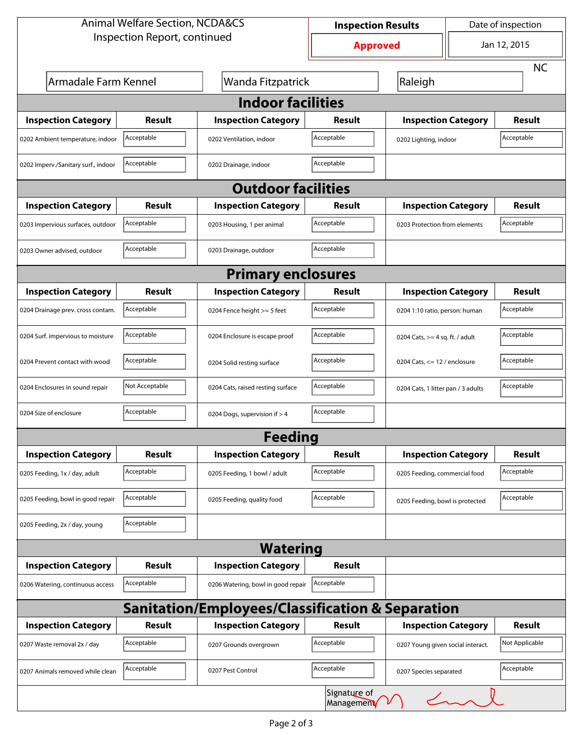Animal Welfare Section, NCDA&CS
Inspection Report, continued

| Inspection Results | Date of inspection |
|---|---|
| **Approved** | Jan 12, 2015 |

Armadale Farm Kennel | Wanda Fitzpatrick | Raleigh | NC

## Indoor facilities

| Inspection Category | Result | Inspection Category | Result | Inspection Category | Result |
|---|---|---|---|---|---|
| 0202 Ambient temperature, indoor | Acceptable | 0202 Ventilation, indoor | Acceptable | 0202 Lighting, indoor | Acceptable |
| 0202 Imperv./Sanitary surf., indoor | Acceptable | 0202 Drainage, indoor | Acceptable | | |

## Outdoor facilities

| Inspection Category | Result | Inspection Category | Result | Inspection Category | Result |
|---|---|---|---|---|---|
| 0203 Impervious surfaces, outdoor | Acceptable | 0203 Housing, 1 per animal | Acceptable | 0203 Protection from elements | Acceptable |
| 0203 Owner advised, outdoor | Acceptable | 0203 Drainage, outdoor | Acceptable | | |

## Primary enclosures

| Inspection Category | Result | Inspection Category | Result | Inspection Category | Result |
|---|---|---|---|---|---|
| 0204 Drainage prev. cross contam. | Acceptable | 0204 Fence height >= 5 feet | Acceptable | 0204 1:10 ratio, person: human | Acceptable |
| 0204 Surf. impervious to moisture | Acceptable | 0204 Enclosure is escape proof | Acceptable | 0204 Cats, >= 4 sq. ft. / adult | Acceptable |
| 0204 Prevent contact with wood | Acceptable | 0204 Solid resting surface | Acceptable | 0204 Cats, <= 12 / enclosure | Acceptable |
| 0204 Enclosures in sound repair | Not Acceptable | 0204 Cats, raised resting surface | Acceptable | 0204 Cats, 1 litter pan / 3 adults | Acceptable |
| 0204 Size of enclosure | Acceptable | 0204 Dogs, supervision if > 4 | Acceptable | | |

## Feeding

| Inspection Category | Result | Inspection Category | Result | Inspection Category | Result |
|---|---|---|---|---|---|
| 0205 Feeding, 1x / day, adult | Acceptable | 0205 Feeding, 1 bowl / adult | Acceptable | 0205 Feeding, commercial food | Acceptable |
| 0205 Feeding, bowl in good repair | Acceptable | 0205 Feeding, quality food | Acceptable | 0205 Feeding, bowl is protected | Acceptable |
| 0205 Feeding, 2x / day, young | Acceptable | | | | |

## Watering

| Inspection Category | Result | Inspection Category | Result |
|---|---|---|---|
| 0206 Watering, continuous access | Acceptable | 0206 Watering, bowl in good repair | Acceptable |

## Sanitation/Employees/Classification & Separation

| Inspection Category | Result | Inspection Category | Result | Inspection Category | Result |
|---|---|---|---|---|---|
| 0207 Waste removal 2x / day | Acceptable | 0207 Grounds overgrown | Acceptable | 0207 Young given social interact. | Not Applicable |
| 0207 Animals removed while clean | Acceptable | 0207 Pest Control | Acceptable | 0207 Species separated | Acceptable |

Signature of Management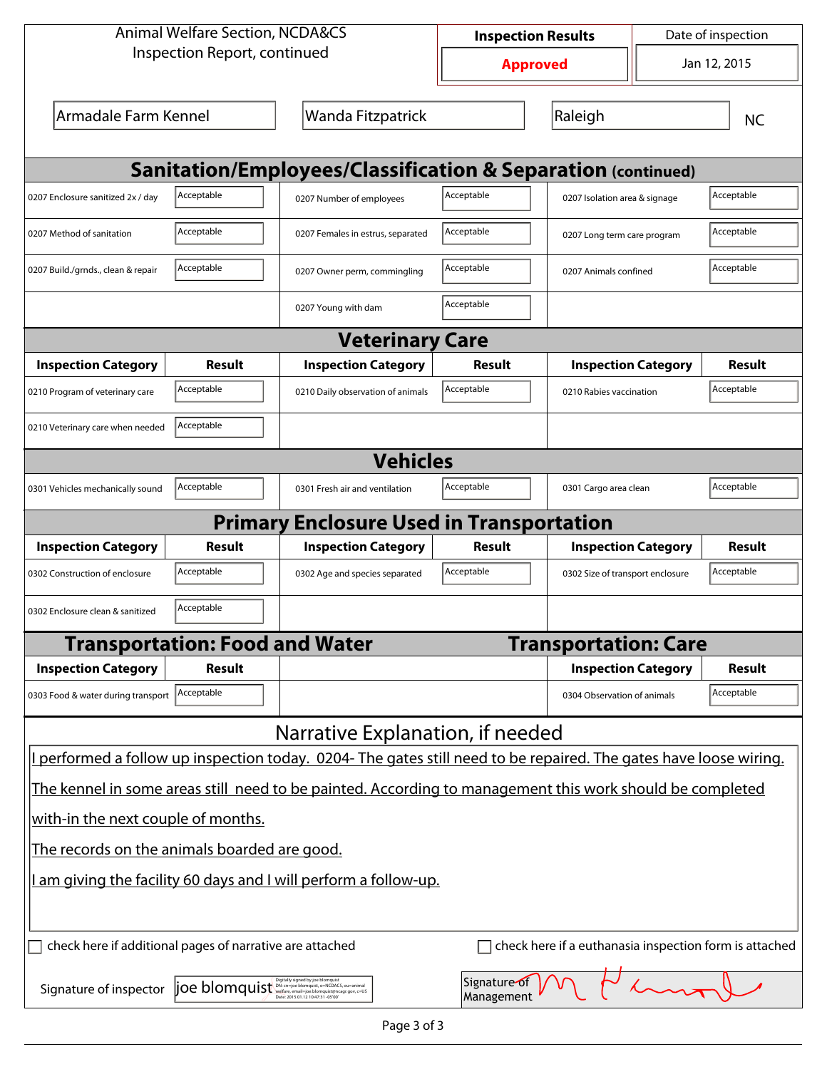Animal Welfare Section, NCDA&CS
Inspection Report, continued

| Inspection Results | Date of inspection |
| --- | --- |
| Approved | Jan 12, 2015 |

Armadale Farm Kennel | Wanda Fitzpatrick | Raleigh | NC

## Sanitation/Employees/Classification & Separation (continued)

| | | | | | |
| --- | --- | --- | --- | --- | --- |
| 0207 Enclosure sanitized 2x / day | Acceptable | 0207 Number of employees | Acceptable | 0207 Isolation area & signage | Acceptable |
| 0207 Method of sanitation | Acceptable | 0207 Females in estrus, separated | Acceptable | 0207 Long term care program | Acceptable |
| 0207 Build./grnds., clean & repair | Acceptable | 0207 Owner perm, commingling | Acceptable | 0207 Animals confined | Acceptable |
| | | 0207 Young with dam | Acceptable | | |

## Veterinary Care

| Inspection Category | Result | Inspection Category | Result | Inspection Category | Result |
| --- | --- | --- | --- | --- | --- |
| 0210 Program of veterinary care | Acceptable | 0210 Daily observation of animals | Acceptable | 0210 Rabies vaccination | Acceptable |
| 0210 Veterinary care when needed | Acceptable | | | | |

## Vehicles

| | | | | | |
| --- | --- | --- | --- | --- | --- |
| 0301 Vehicles mechanically sound | Acceptable | 0301 Fresh air and ventilation | Acceptable | 0301 Cargo area clean | Acceptable |

## Primary Enclosure Used in Transportation

| Inspection Category | Result | Inspection Category | Result | Inspection Category | Result |
| --- | --- | --- | --- | --- | --- |
| 0302 Construction of enclosure | Acceptable | 0302 Age and species separated | Acceptable | 0302 Size of transport enclosure | Acceptable |
| 0302 Enclosure clean & sanitized | Acceptable | | | | |

## Transportation: Food and Water

| Inspection Category | Result |
| --- | --- |
| 0303 Food & water during transport | Acceptable |

## Transportation: Care

| Inspection Category | Result |
| --- | --- |
| 0304 Observation of animals | Acceptable |

## Narrative Explanation, if needed

I performed a follow up inspection today. 0204- The gates still need to be repaired. The gates have loose wiring.

The kennel in some areas still need to be painted. According to management this work should be completed with-in the next couple of months.

The records on the animals boarded are good.

I am giving the facility 60 days and I will perform a follow-up.

☐ check here if additional pages of narrative are attached

☐ check here if a euthanasia inspection form is attached

Signature of inspector: joe blomquist (Digitally signed by joe blomquist DN: cn=joe blomquist, o=NCDACS, ou=animal welfare, email=joe.blomquist@ncagr.gov, c=US Date: 2015.01.12 10:47:31 -05'00')

Signature of Management: [signature]